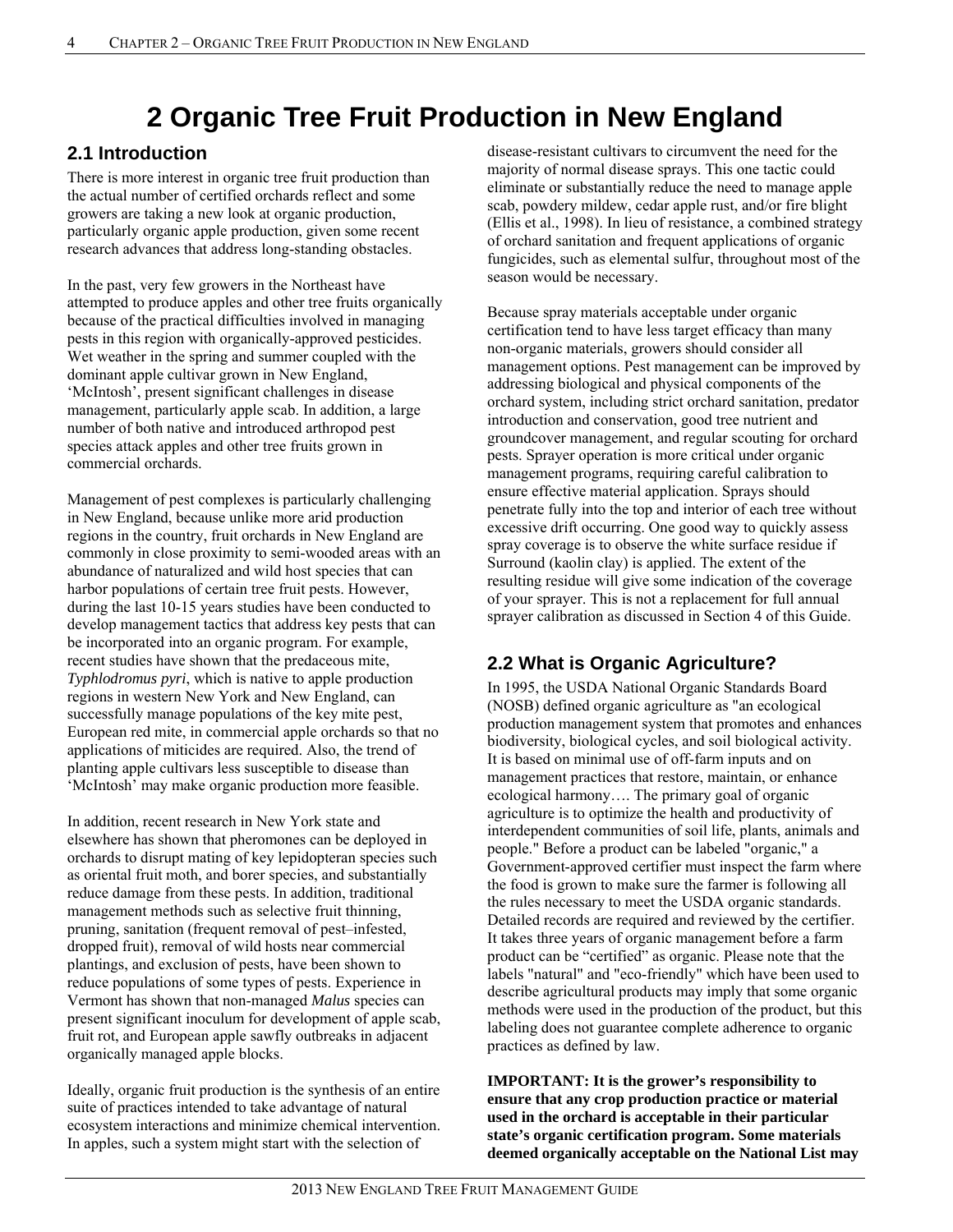# 2 Organic Tree Fruit Production in New England

## 2.1 Introduction

There is more interest in organic tree fruit production than the actual number of certified orchards reflect and some growers are taking a new look at organic production, particularly organic apple production, given some recent research advances that address long-standing obstacles.

In the past, very few growers in the Northeast have attempted to produce apples and other tree fruits organically because of the practical difficulties involved in managing pests in this region with organically-approved pesticides. Wet weather in the spring and summer coupled with the dominant apple cultivar grown in New England, 'McIntosh', present significant challenges in disease management, particularly apple scab. In addition, a large number of both native and introduced arthropod pest species attack apples and other tree fruits grown in commercial orchards.

Management of pest complexes is particularly challenging in New England, because unlike more arid production regions in the country, fruit orchards in New England are commonly in close proximity to semi-wooded areas with an abundance of naturalized and wild host species that can harbor populations of certain tree fruit pests. However, during the last 10-15 years studies have been conducted to develop management tactics that address key pests that can be incorporated into an organic program. For example, recent studies have shown that the predaceous mite, *Typhlodromus pyri*, which is native to apple production regions in western New York and New England, can successfully manage populations of the key mite pest, European red mite, in commercial apple orchards so that no applications of miticides are required. Also, the trend of planting apple cultivars less susceptible to disease than 'McIntosh' may make organic production more feasible.

In addition, recent research in New York state and elsewhere has shown that pheromones can be deployed in orchards to disrupt mating of key lepidopteran species such as oriental fruit moth, and borer species, and substantially reduce damage from these pests. In addition, traditional management methods such as selective fruit thinning, pruning, sanitation (frequent removal of pest–infested, dropped fruit), removal of wild hosts near commercial plantings, and exclusion of pests, have been shown to reduce populations of some types of pests. Experience in Vermont has shown that non-managed *Malus* species can present significant inoculum for development of apple scab, fruit rot, and European apple sawfly outbreaks in adjacent organically managed apple blocks.

Ideally, organic fruit production is the synthesis of an entire suite of practices intended to take advantage of natural ecosystem interactions and minimize chemical intervention. In apples, such a system might start with the selection of disease-resistant cultivars to circumvent the need for the majority of normal disease sprays. This one tactic could eliminate or substantially reduce the need to manage apple scab, powdery mildew, cedar apple rust, and/or fire blight (Ellis et al., 1998). In lieu of resistance, a combined strategy of orchard sanitation and frequent applications of organic fungicides, such as elemental sulfur, throughout most of the season would be necessary.

Because spray materials acceptable under organic certification tend to have less target efficacy than many non-organic materials, growers should consider all management options. Pest management can be improved by addressing biological and physical components of the orchard system, including strict orchard sanitation, predator introduction and conservation, good tree nutrient and groundcover management, and regular scouting for orchard pests. Sprayer operation is more critical under organic management programs, requiring careful calibration to ensure effective material application. Sprays should penetrate fully into the top and interior of each tree without excessive drift occurring. One good way to quickly assess spray coverage is to observe the white surface residue if Surround (kaolin clay) is applied. The extent of the resulting residue will give some indication of the coverage of your sprayer. This is not a replacement for full annual sprayer calibration as discussed in Section 4 of this Guide.

## 2.2 What is Organic Agriculture?

In 1995, the USDA National Organic Standards Board (NOSB) defined organic agriculture as "an ecological production management system that promotes and enhances biodiversity, biological cycles, and soil biological activity. It is based on minimal use of off-farm inputs and on management practices that restore, maintain, or enhance ecological harmony…. The primary goal of organic agriculture is to optimize the health and productivity of interdependent communities of soil life, plants, animals and people." Before a product can be labeled "organic," a Government-approved certifier must inspect the farm where the food is grown to make sure the farmer is following all the rules necessary to meet the USDA organic standards. Detailed records are required and reviewed by the certifier. It takes three years of organic management before a farm product can be "certified" as organic. Please note that the labels "natural" and "eco-friendly" which have been used to describe agricultural products may imply that some organic methods were used in the production of the product, but this labeling does not guarantee complete adherence to organic practices as defined by law.

**IMPORTANT: It is the grower's responsibility to ensure that any crop production practice or material used in the orchard is acceptable in their particular state's organic certification program. Some materials deemed organically acceptable on the National List may**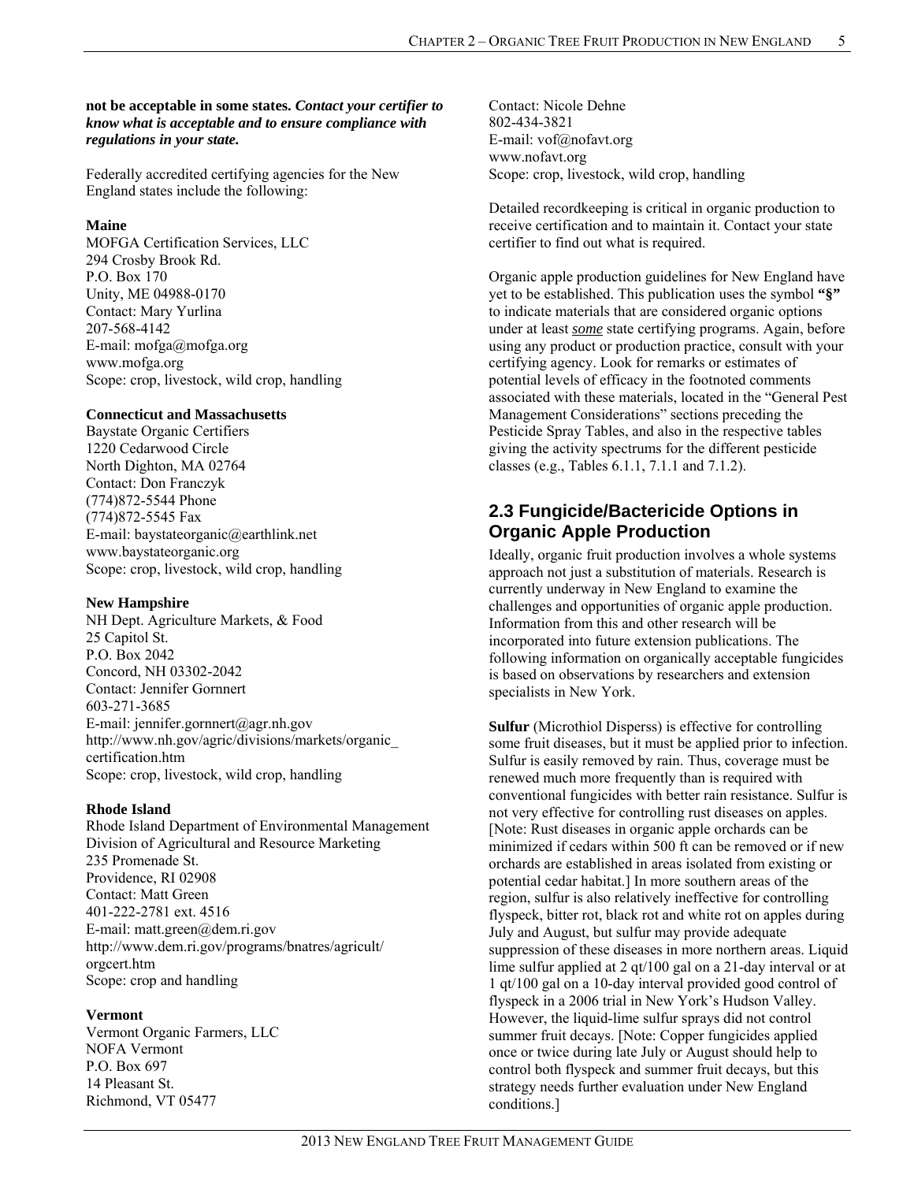**not be acceptable in some states. *Contact your certifier to know what is acceptable and to ensure compliance with regulations in your state.***

Federally accredited certifying agencies for the New England states include the following:

**Maine**
MOFGA Certification Services, LLC
294 Crosby Brook Rd.
P.O. Box 170
Unity, ME 04988-0170
Contact: Mary Yurlina
207-568-4142
E-mail: mofga@mofga.org
www.mofga.org
Scope: crop, livestock, wild crop, handling

**Connecticut and Massachusetts**
Baystate Organic Certifiers
1220 Cedarwood Circle
North Dighton, MA 02764
Contact: Don Franczyk
(774)872-5544 Phone
(774)872-5545 Fax
E-mail: baystateorganic@earthlink.net
www.baystateorganic.org
Scope: crop, livestock, wild crop, handling

**New Hampshire**
NH Dept. Agriculture Markets, & Food
25 Capitol St.
P.O. Box 2042
Concord, NH 03302-2042
Contact: Jennifer Gornnert
603-271-3685
E-mail: jennifer.gornnert@agr.nh.gov
http://www.nh.gov/agric/divisions/markets/organic_certification.htm
Scope: crop, livestock, wild crop, handling

**Rhode Island**
Rhode Island Department of Environmental Management
Division of Agricultural and Resource Marketing
235 Promenade St.
Providence, RI 02908
Contact: Matt Green
401-222-2781 ext. 4516
E-mail: matt.green@dem.ri.gov
http://www.dem.ri.gov/programs/bnatres/agricult/orgcert.htm
Scope: crop and handling

**Vermont**
Vermont Organic Farmers, LLC
NOFA Vermont
P.O. Box 697
14 Pleasant St.
Richmond, VT 05477
Contact: Nicole Dehne
802-434-3821
E-mail: vof@nofavt.org
www.nofavt.org
Scope: crop, livestock, wild crop, handling

Detailed recordkeeping is critical in organic production to receive certification and to maintain it. Contact your state certifier to find out what is required.

Organic apple production guidelines for New England have yet to be established. This publication uses the symbol **"§"** to indicate materials that are considered organic options under at least ***some*** state certifying programs. Again, before using any product or production practice, consult with your certifying agency. Look for remarks or estimates of potential levels of efficacy in the footnoted comments associated with these materials, located in the "General Pest Management Considerations" sections preceding the Pesticide Spray Tables, and also in the respective tables giving the activity spectrums for the different pesticide classes (e.g., Tables 6.1.1, 7.1.1 and 7.1.2).

## 2.3 Fungicide/Bactericide Options in Organic Apple Production

Ideally, organic fruit production involves a whole systems approach not just a substitution of materials. Research is currently underway in New England to examine the challenges and opportunities of organic apple production. Information from this and other research will be incorporated into future extension publications. The following information on organically acceptable fungicides is based on observations by researchers and extension specialists in New York.

**Sulfur** (Microthiol Disperss) is effective for controlling some fruit diseases, but it must be applied prior to infection. Sulfur is easily removed by rain. Thus, coverage must be renewed much more frequently than is required with conventional fungicides with better rain resistance. Sulfur is not very effective for controlling rust diseases on apples. [Note: Rust diseases in organic apple orchards can be minimized if cedars within 500 ft can be removed or if new orchards are established in areas isolated from existing or potential cedar habitat.] In more southern areas of the region, sulfur is also relatively ineffective for controlling flyspeck, bitter rot, black rot and white rot on apples during July and August, but sulfur may provide adequate suppression of these diseases in more northern areas. Liquid lime sulfur applied at 2 qt/100 gal on a 21-day interval or at 1 qt/100 gal on a 10-day interval provided good control of flyspeck in a 2006 trial in New York's Hudson Valley. However, the liquid-lime sulfur sprays did not control summer fruit decays. [Note: Copper fungicides applied once or twice during late July or August should help to control both flyspeck and summer fruit decays, but this strategy needs further evaluation under New England conditions.]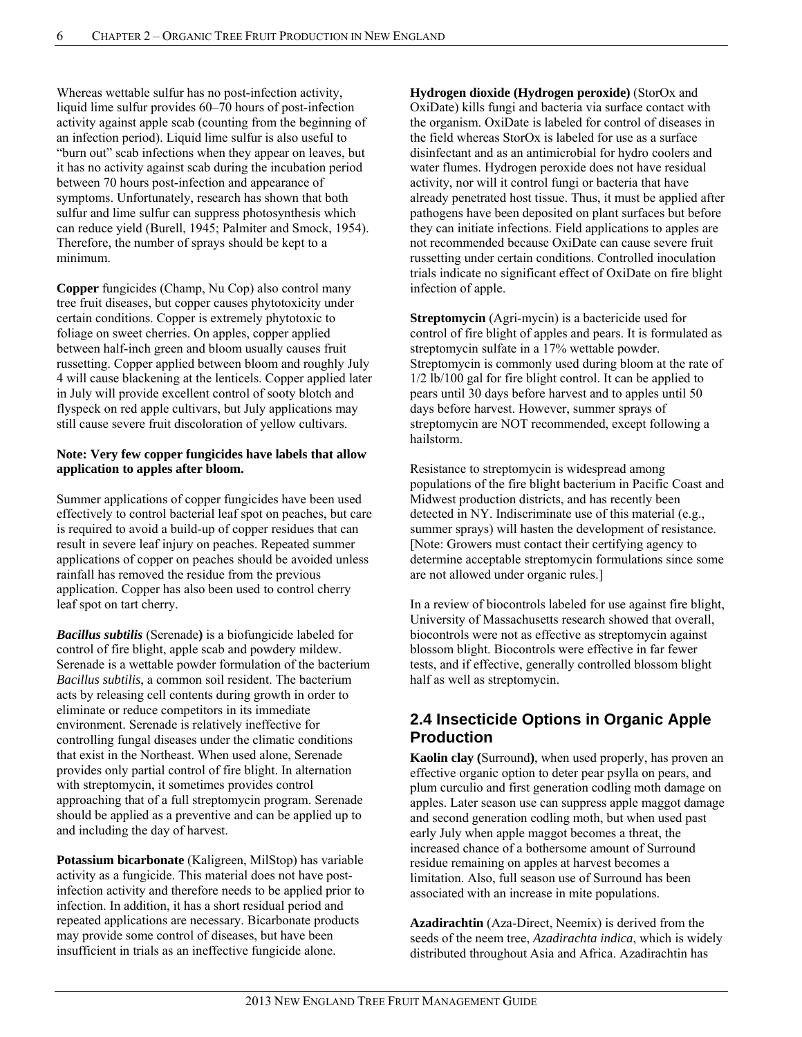Whereas wettable sulfur has no post-infection activity, liquid lime sulfur provides 60–70 hours of post-infection activity against apple scab (counting from the beginning of an infection period). Liquid lime sulfur is also useful to "burn out" scab infections when they appear on leaves, but it has no activity against scab during the incubation period between 70 hours post-infection and appearance of symptoms. Unfortunately, research has shown that both sulfur and lime sulfur can suppress photosynthesis which can reduce yield (Burell, 1945; Palmiter and Smock, 1954). Therefore, the number of sprays should be kept to a minimum.

**Copper** fungicides (Champ, Nu Cop) also control many tree fruit diseases, but copper causes phytotoxicity under certain conditions. Copper is extremely phytotoxic to foliage on sweet cherries. On apples, copper applied between half-inch green and bloom usually causes fruit russetting. Copper applied between bloom and roughly July 4 will cause blackening at the lenticels. Copper applied later in July will provide excellent control of sooty blotch and flyspeck on red apple cultivars, but July applications may still cause severe fruit discoloration of yellow cultivars.

**Note: Very few copper fungicides have labels that allow application to apples after bloom.**

Summer applications of copper fungicides have been used effectively to control bacterial leaf spot on peaches, but care is required to avoid a build-up of copper residues that can result in severe leaf injury on peaches. Repeated summer applications of copper on peaches should be avoided unless rainfall has removed the residue from the previous application. Copper has also been used to control cherry leaf spot on tart cherry.

***Bacillus subtilis*** (Serenade**)** is a biofungicide labeled for control of fire blight, apple scab and powdery mildew. Serenade is a wettable powder formulation of the bacterium *Bacillus subtilis*, a common soil resident. The bacterium acts by releasing cell contents during growth in order to eliminate or reduce competitors in its immediate environment. Serenade is relatively ineffective for controlling fungal diseases under the climatic conditions that exist in the Northeast. When used alone, Serenade provides only partial control of fire blight. In alternation with streptomycin, it sometimes provides control approaching that of a full streptomycin program. Serenade should be applied as a preventive and can be applied up to and including the day of harvest.

**Potassium bicarbonate** (Kaligreen, MilStop) has variable activity as a fungicide. This material does not have post-infection activity and therefore needs to be applied prior to infection. In addition, it has a short residual period and repeated applications are necessary. Bicarbonate products may provide some control of diseases, but have been insufficient in trials as an ineffective fungicide alone.

**Hydrogen dioxide (Hydrogen peroxide)** (StorOx and OxiDate) kills fungi and bacteria via surface contact with the organism. OxiDate is labeled for control of diseases in the field whereas StorOx is labeled for use as a surface disinfectant and as an antimicrobial for hydro coolers and water flumes. Hydrogen peroxide does not have residual activity, nor will it control fungi or bacteria that have already penetrated host tissue. Thus, it must be applied after pathogens have been deposited on plant surfaces but before they can initiate infections. Field applications to apples are not recommended because OxiDate can cause severe fruit russetting under certain conditions. Controlled inoculation trials indicate no significant effect of OxiDate on fire blight infection of apple.

**Streptomycin** (Agri-mycin) is a bactericide used for control of fire blight of apples and pears. It is formulated as streptomycin sulfate in a 17% wettable powder. Streptomycin is commonly used during bloom at the rate of 1/2 lb/100 gal for fire blight control. It can be applied to pears until 30 days before harvest and to apples until 50 days before harvest. However, summer sprays of streptomycin are NOT recommended, except following a hailstorm.

Resistance to streptomycin is widespread among populations of the fire blight bacterium in Pacific Coast and Midwest production districts, and has recently been detected in NY. Indiscriminate use of this material (e.g., summer sprays) will hasten the development of resistance. [Note: Growers must contact their certifying agency to determine acceptable streptomycin formulations since some are not allowed under organic rules.]

In a review of biocontrols labeled for use against fire blight, University of Massachusetts research showed that overall, biocontrols were not as effective as streptomycin against blossom blight. Biocontrols were effective in far fewer tests, and if effective, generally controlled blossom blight half as well as streptomycin.

## 2.4 Insecticide Options in Organic Apple Production

**Kaolin clay (**Surround**)**, when used properly, has proven an effective organic option to deter pear psylla on pears, and plum curculio and first generation codling moth damage on apples. Later season use can suppress apple maggot damage and second generation codling moth, but when used past early July when apple maggot becomes a threat, the increased chance of a bothersome amount of Surround residue remaining on apples at harvest becomes a limitation. Also, full season use of Surround has been associated with an increase in mite populations.

**Azadirachtin** (Aza-Direct, Neemix) is derived from the seeds of the neem tree, *Azadirachta indica*, which is widely distributed throughout Asia and Africa. Azadirachtin has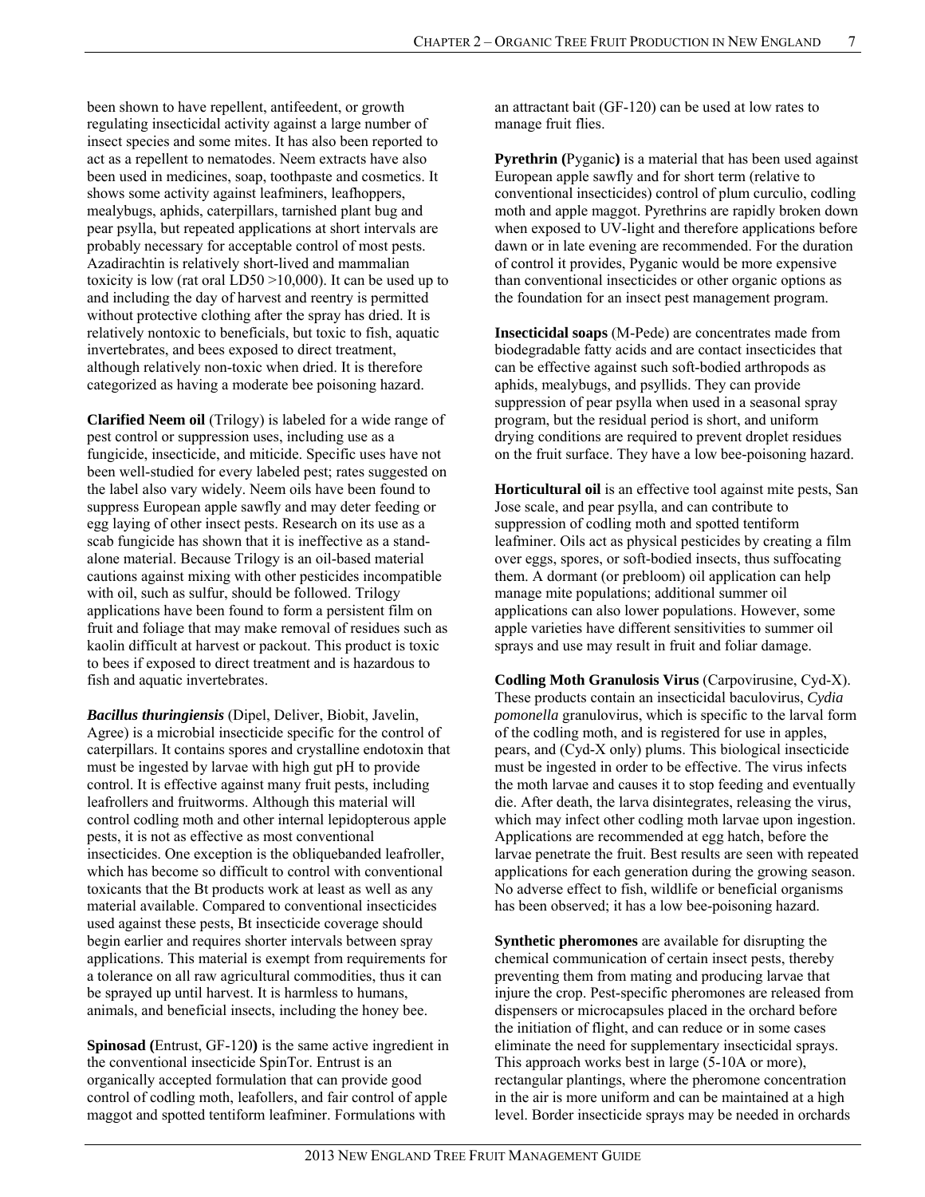been shown to have repellent, antifeedent, or growth regulating insecticidal activity against a large number of insect species and some mites. It has also been reported to act as a repellent to nematodes. Neem extracts have also been used in medicines, soap, toothpaste and cosmetics. It shows some activity against leafminers, leafhoppers, mealybugs, aphids, caterpillars, tarnished plant bug and pear psylla, but repeated applications at short intervals are probably necessary for acceptable control of most pests. Azadirachtin is relatively short-lived and mammalian toxicity is low (rat oral LD50 >10,000). It can be used up to and including the day of harvest and reentry is permitted without protective clothing after the spray has dried. It is relatively nontoxic to beneficials, but toxic to fish, aquatic invertebrates, and bees exposed to direct treatment, although relatively non-toxic when dried. It is therefore categorized as having a moderate bee poisoning hazard.

**Clarified Neem oil** (Trilogy) is labeled for a wide range of pest control or suppression uses, including use as a fungicide, insecticide, and miticide. Specific uses have not been well-studied for every labeled pest; rates suggested on the label also vary widely. Neem oils have been found to suppress European apple sawfly and may deter feeding or egg laying of other insect pests. Research on its use as a scab fungicide has shown that it is ineffective as a stand-alone material. Because Trilogy is an oil-based material cautions against mixing with other pesticides incompatible with oil, such as sulfur, should be followed. Trilogy applications have been found to form a persistent film on fruit and foliage that may make removal of residues such as kaolin difficult at harvest or packout. This product is toxic to bees if exposed to direct treatment and is hazardous to fish and aquatic invertebrates.

***Bacillus thuringiensis*** (Dipel, Deliver, Biobit, Javelin, Agree) is a microbial insecticide specific for the control of caterpillars. It contains spores and crystalline endotoxin that must be ingested by larvae with high gut pH to provide control. It is effective against many fruit pests, including leafrollers and fruitworms. Although this material will control codling moth and other internal lepidopterous apple pests, it is not as effective as most conventional insecticides. One exception is the obliquebanded leafroller, which has become so difficult to control with conventional toxicants that the Bt products work at least as well as any material available. Compared to conventional insecticides used against these pests, Bt insecticide coverage should begin earlier and requires shorter intervals between spray applications. This material is exempt from requirements for a tolerance on all raw agricultural commodities, thus it can be sprayed up until harvest. It is harmless to humans, animals, and beneficial insects, including the honey bee.

**Spinosad (**Entrust, GF-120**)** is the same active ingredient in the conventional insecticide SpinTor. Entrust is an organically accepted formulation that can provide good control of codling moth, leafollers, and fair control of apple maggot and spotted tentiform leafminer. Formulations with an attractant bait (GF-120) can be used at low rates to manage fruit flies.

**Pyrethrin (**Pyganic**)** is a material that has been used against European apple sawfly and for short term (relative to conventional insecticides) control of plum curculio, codling moth and apple maggot. Pyrethrins are rapidly broken down when exposed to UV-light and therefore applications before dawn or in late evening are recommended. For the duration of control it provides, Pyganic would be more expensive than conventional insecticides or other organic options as the foundation for an insect pest management program.

**Insecticidal soaps** (M-Pede) are concentrates made from biodegradable fatty acids and are contact insecticides that can be effective against such soft-bodied arthropods as aphids, mealybugs, and psyllids. They can provide suppression of pear psylla when used in a seasonal spray program, but the residual period is short, and uniform drying conditions are required to prevent droplet residues on the fruit surface. They have a low bee-poisoning hazard.

**Horticultural oil** is an effective tool against mite pests, San Jose scale, and pear psylla, and can contribute to suppression of codling moth and spotted tentiform leafminer. Oils act as physical pesticides by creating a film over eggs, spores, or soft-bodied insects, thus suffocating them. A dormant (or prebloom) oil application can help manage mite populations; additional summer oil applications can also lower populations. However, some apple varieties have different sensitivities to summer oil sprays and use may result in fruit and foliar damage.

**Codling Moth Granulosis Virus** (Carpovirusine, Cyd-X). These products contain an insecticidal baculovirus, *Cydia pomonella* granulovirus, which is specific to the larval form of the codling moth, and is registered for use in apples, pears, and (Cyd-X only) plums. This biological insecticide must be ingested in order to be effective. The virus infects the moth larvae and causes it to stop feeding and eventually die. After death, the larva disintegrates, releasing the virus, which may infect other codling moth larvae upon ingestion. Applications are recommended at egg hatch, before the larvae penetrate the fruit. Best results are seen with repeated applications for each generation during the growing season. No adverse effect to fish, wildlife or beneficial organisms has been observed; it has a low bee-poisoning hazard.

**Synthetic pheromones** are available for disrupting the chemical communication of certain insect pests, thereby preventing them from mating and producing larvae that injure the crop. Pest-specific pheromones are released from dispensers or microcapsules placed in the orchard before the initiation of flight, and can reduce or in some cases eliminate the need for supplementary insecticidal sprays. This approach works best in large (5-10A or more), rectangular plantings, where the pheromone concentration in the air is more uniform and can be maintained at a high level. Border insecticide sprays may be needed in orchards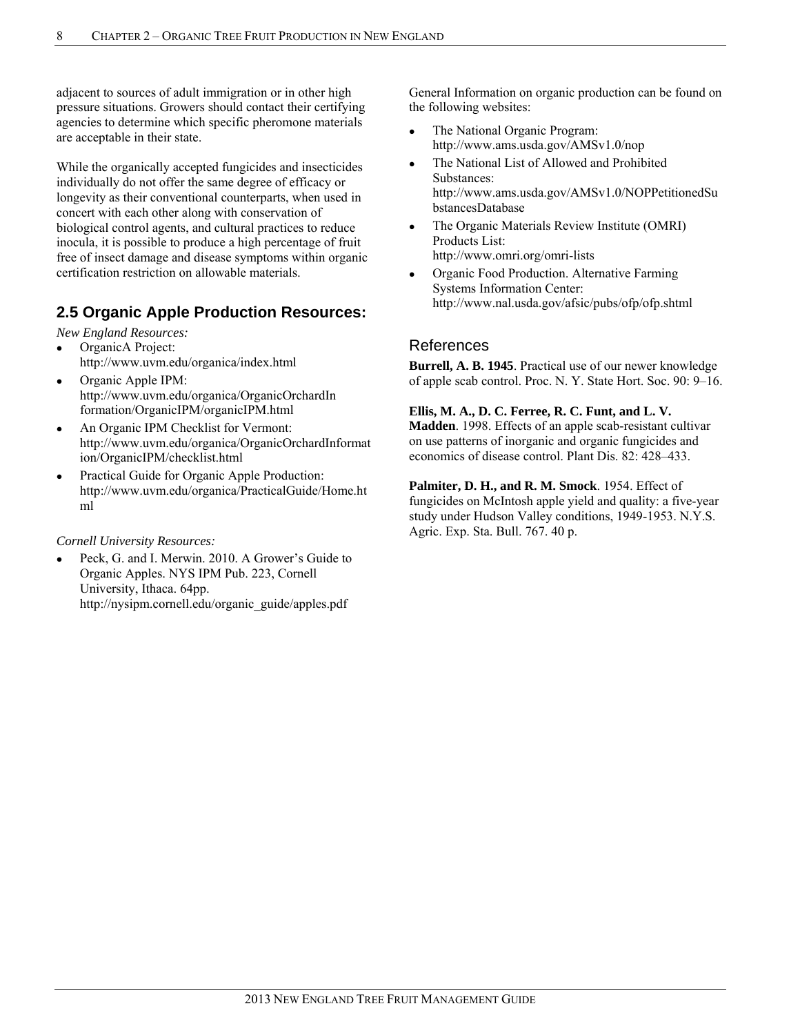adjacent to sources of adult immigration or in other high pressure situations. Growers should contact their certifying agencies to determine which specific pheromone materials are acceptable in their state.

While the organically accepted fungicides and insecticides individually do not offer the same degree of efficacy or longevity as their conventional counterparts, when used in concert with each other along with conservation of biological control agents, and cultural practices to reduce inocula, it is possible to produce a high percentage of fruit free of insect damage and disease symptoms within organic certification restriction on allowable materials.

## 2.5 Organic Apple Production Resources:

*New England Resources:*

- OrganicA Project: http://www.uvm.edu/organica/index.html
- Organic Apple IPM: http://www.uvm.edu/organica/OrganicOrchardInformation/OrganicIPM/organicIPM.html
- An Organic IPM Checklist for Vermont: http://www.uvm.edu/organica/OrganicOrchardInformation/OrganicIPM/checklist.html
- Practical Guide for Organic Apple Production: http://www.uvm.edu/organica/PracticalGuide/Home.html

*Cornell University Resources:*

- Peck, G. and I. Merwin. 2010. A Grower's Guide to Organic Apples. NYS IPM Pub. 223, Cornell University, Ithaca. 64pp. http://nysipm.cornell.edu/organic_guide/apples.pdf

General Information on organic production can be found on the following websites:

- The National Organic Program: http://www.ams.usda.gov/AMSv1.0/nop
- The National List of Allowed and Prohibited Substances: http://www.ams.usda.gov/AMSv1.0/NOPPetitionedSubstancesDatabase
- The Organic Materials Review Institute (OMRI) Products List: http://www.omri.org/omri-lists
- Organic Food Production. Alternative Farming Systems Information Center: http://www.nal.usda.gov/afsic/pubs/ofp/ofp.shtml

## References

**Burrell, A. B. 1945**. Practical use of our newer knowledge of apple scab control. Proc. N. Y. State Hort. Soc. 90: 9–16.

**Ellis, M. A., D. C. Ferree, R. C. Funt, and L. V. Madden**. 1998. Effects of an apple scab-resistant cultivar on use patterns of inorganic and organic fungicides and economics of disease control. Plant Dis. 82: 428–433.

**Palmiter, D. H., and R. M. Smock**. 1954. Effect of fungicides on McIntosh apple yield and quality: a five-year study under Hudson Valley conditions, 1949-1953. N.Y.S. Agric. Exp. Sta. Bull. 767. 40 p.